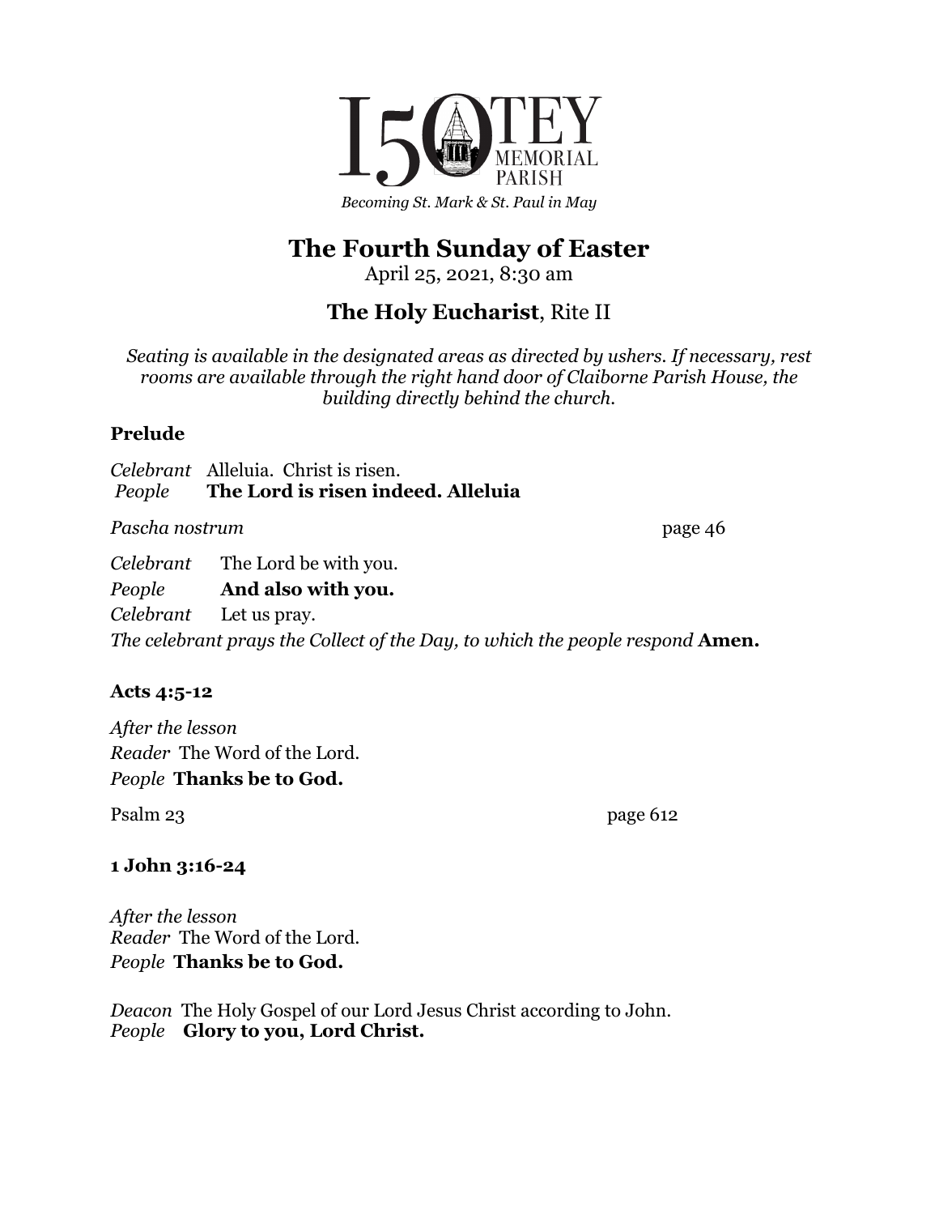150 OTEY MEMORIAL PARISH

*Becoming St. Mark & St. Paul in May*

# The Fourth Sunday of Easter

April 25, 2021, 8:30 am

## **The Holy Eucharist**, Rite II

*Seating is available in the designated areas as directed by ushers. If necessary, rest rooms are available through the right hand door of Claiborne Parish House, the building directly behind the church.*

**Prelude**

*Celebrant* Alleluia. Christ is risen.
*People* **The Lord is risen indeed. Alleluia**

*Pascha nostrum* page 46

*Celebrant* The Lord be with you.
*People* **And also with you.**
*Celebrant* Let us pray.
*The celebrant prays the Collect of the Day, to which the people respond* **Amen.**

**Acts 4:5-12**

*After the lesson*
*Reader* The Word of the Lord.
*People* **Thanks be to God.**

Psalm 23 page 612

**1 John 3:16-24**

*After the lesson*
*Reader* The Word of the Lord.
*People* **Thanks be to God.**

*Deacon* The Holy Gospel of our Lord Jesus Christ according to John.
*People* **Glory to you, Lord Christ.**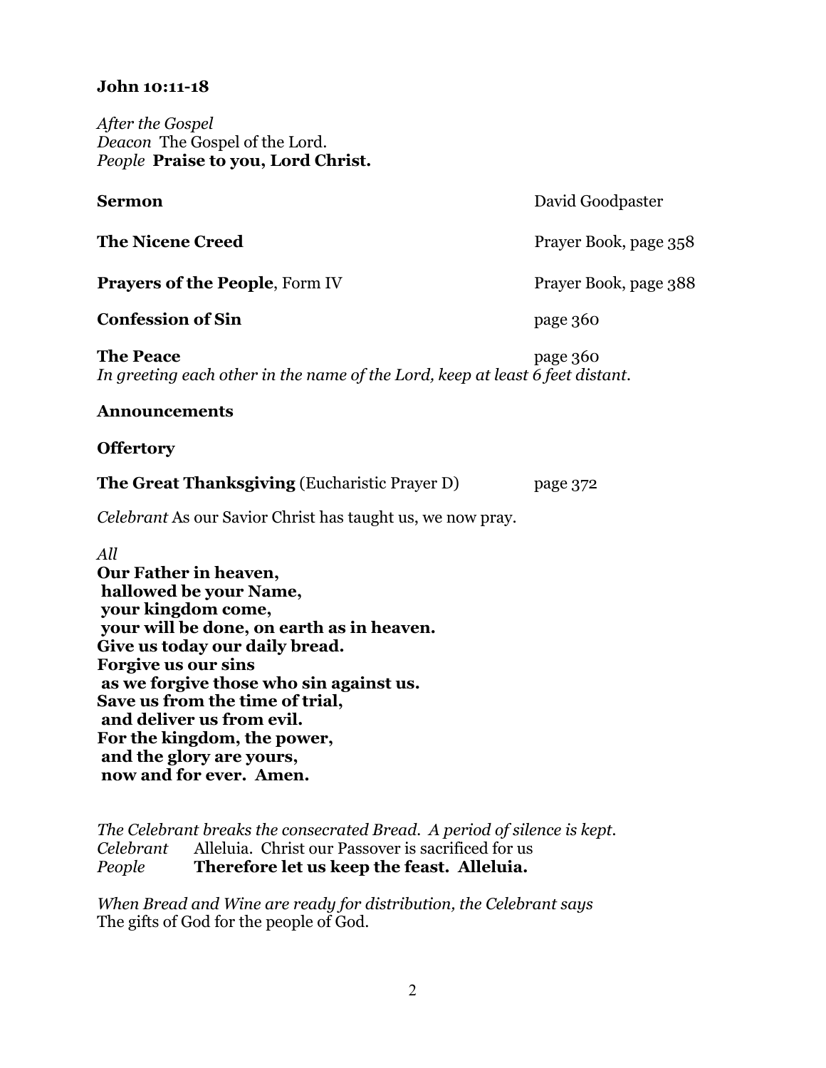**John 10:11-18**

*After the Gospel*
*Deacon* The Gospel of the Lord.
*People* **Praise to you, Lord Christ.**

**Sermon** David Goodpaster

**The Nicene Creed** Prayer Book, page 358

**Prayers of the People**, Form IV Prayer Book, page 388

**Confession of Sin** page 360

**The Peace** page 360
*In greeting each other in the name of the Lord, keep at least 6 feet distant.*

**Announcements**

**Offertory**

**The Great Thanksgiving** (Eucharistic Prayer D) page 372

*Celebrant* As our Savior Christ has taught us, we now pray.

*All*
**Our Father in heaven,**
**hallowed be your Name,**
**your kingdom come,**
**your will be done, on earth as in heaven.**
**Give us today our daily bread.**
**Forgive us our sins**
**as we forgive those who sin against us.**
**Save us from the time of trial,**
**and deliver us from evil.**
**For the kingdom, the power,**
**and the glory are yours,**
**now and for ever. Amen.**

*The Celebrant breaks the consecrated Bread. A period of silence is kept.*
*Celebrant* Alleluia. Christ our Passover is sacrificed for us
*People* **Therefore let us keep the feast. Alleluia.**

*When Bread and Wine are ready for distribution, the Celebrant says*
The gifts of God for the people of God.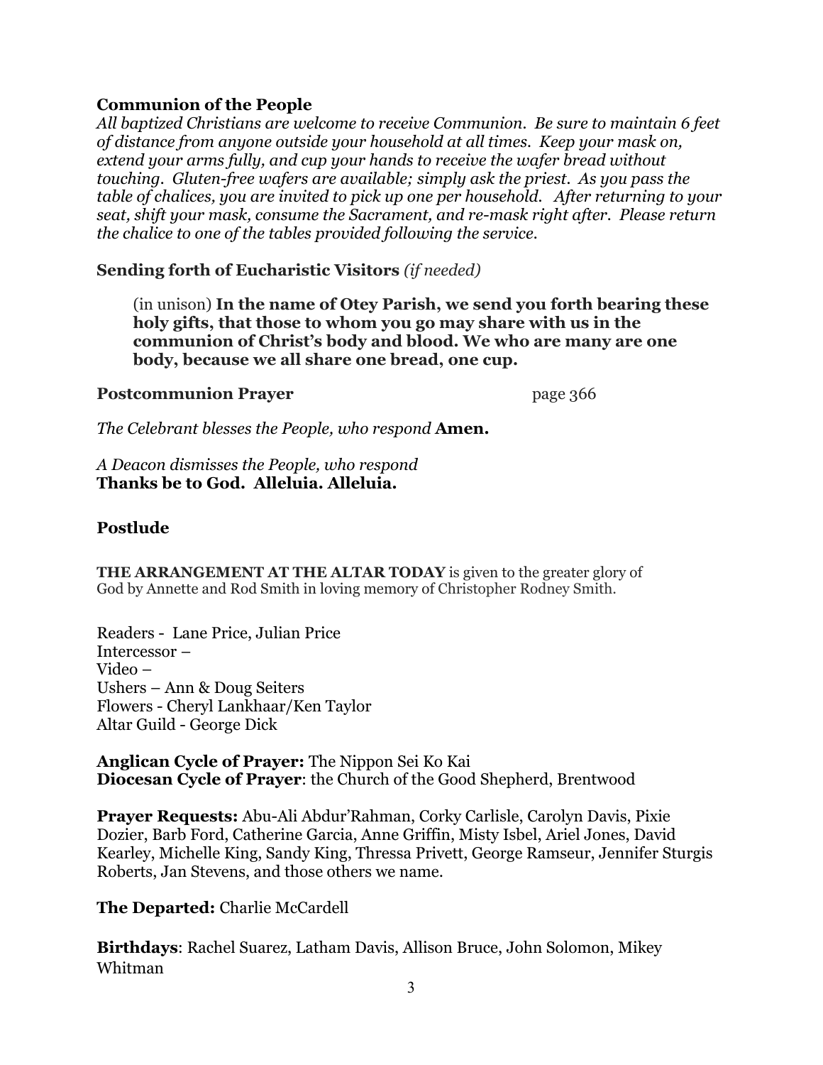**Communion of the People**

*All baptized Christians are welcome to receive Communion. Be sure to maintain 6 feet of distance from anyone outside your household at all times. Keep your mask on, extend your arms fully, and cup your hands to receive the wafer bread without touching. Gluten-free wafers are available; simply ask the priest. As you pass the table of chalices, you are invited to pick up one per household. After returning to your seat, shift your mask, consume the Sacrament, and re-mask right after. Please return the chalice to one of the tables provided following the service.*

**Sending forth of Eucharistic Visitors** *(if needed)*

> (in unison) **In the name of Otey Parish, we send you forth bearing these holy gifts, that those to whom you go may share with us in the communion of Christ's body and blood. We who are many are one body, because we all share one bread, one cup.**

**Postcommunion Prayer** page 366

*The Celebrant blesses the People, who respond* **Amen.**

*A Deacon dismisses the People, who respond*
**Thanks be to God. Alleluia. Alleluia.**

**Postlude**

**THE ARRANGEMENT AT THE ALTAR TODAY** is given to the greater glory of God by Annette and Rod Smith in loving memory of Christopher Rodney Smith.

Readers - Lane Price, Julian Price
Intercessor –
Video –
Ushers – Ann & Doug Seiters
Flowers - Cheryl Lankhaar/Ken Taylor
Altar Guild - George Dick

**Anglican Cycle of Prayer:** The Nippon Sei Ko Kai
**Diocesan Cycle of Prayer**: the Church of the Good Shepherd, Brentwood

**Prayer Requests:** Abu-Ali Abdur'Rahman, Corky Carlisle, Carolyn Davis, Pixie Dozier, Barb Ford, Catherine Garcia, Anne Griffin, Misty Isbel, Ariel Jones, David Kearley, Michelle King, Sandy King, Thressa Privett, George Ramseur, Jennifer Sturgis Roberts, Jan Stevens, and those others we name.

**The Departed:** Charlie McCardell

**Birthdays**: Rachel Suarez, Latham Davis, Allison Bruce, John Solomon, Mikey Whitman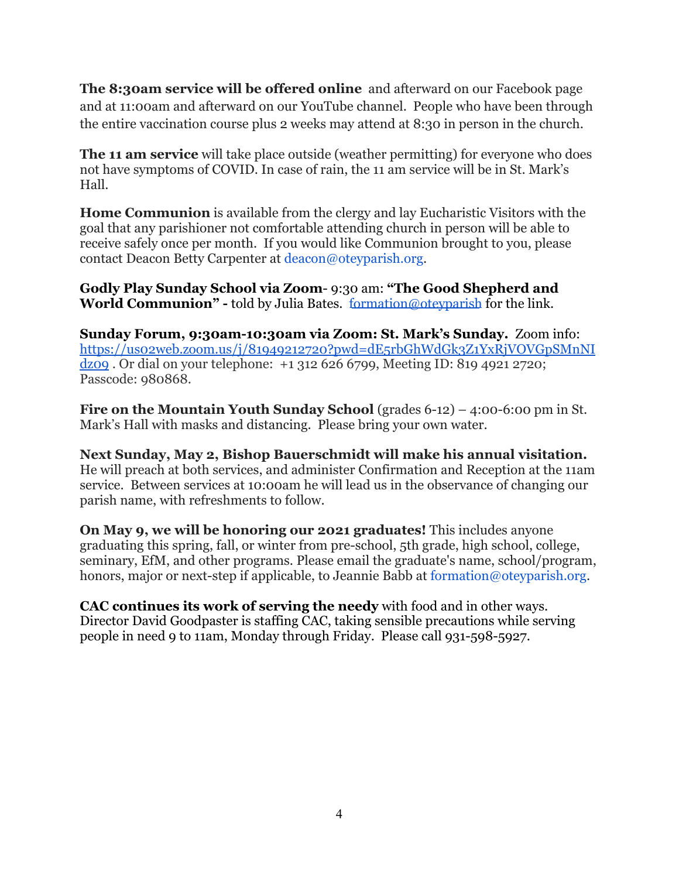**The 8:30am service will be offered online**  and afterward on our Facebook page and at 11:00am and afterward on our YouTube channel.  People who have been through the entire vaccination course plus 2 weeks may attend at 8:30 in person in the church.

**The 11 am service** will take place outside (weather permitting) for everyone who does not have symptoms of COVID. In case of rain, the 11 am service will be in St. Mark's Hall.

**Home Communion** is available from the clergy and lay Eucharistic Visitors with the goal that any parishioner not comfortable attending church in person will be able to receive safely once per month.  If you would like Communion brought to you, please contact Deacon Betty Carpenter at deacon@oteyparish.org.

**Godly Play Sunday School via Zoom**- 9:30 am: **"The Good Shepherd and World Communion" -** told by Julia Bates.  formation@oteyparish for the link.

**Sunday Forum, 9:30am-10:30am via Zoom: St. Mark's Sunday.**  Zoom info: https://us02web.zoom.us/j/81949212720?pwd=dE5rbGhWdGk3Z1YxRjVOVGpSMnNIdz09 . Or dial on your telephone:  +1 312 626 6799, Meeting ID: 819 4921 2720; Passcode: 980868.

**Fire on the Mountain Youth Sunday School** (grades 6-12) – 4:00-6:00 pm in St. Mark's Hall with masks and distancing.  Please bring your own water.

**Next Sunday, May 2, Bishop Bauerschmidt will make his annual visitation.** He will preach at both services, and administer Confirmation and Reception at the 11am service.  Between services at 10:00am he will lead us in the observance of changing our parish name, with refreshments to follow.

**On May 9, we will be honoring our 2021 graduates!** This includes anyone graduating this spring, fall, or winter from pre-school, 5th grade, high school, college, seminary, EfM, and other programs. Please email the graduate's name, school/program, honors, major or next-step if applicable, to Jeannie Babb at formation@oteyparish.org.

**CAC continues its work of serving the needy** with food and in other ways. Director David Goodpaster is staffing CAC, taking sensible precautions while serving people in need 9 to 11am, Monday through Friday.  Please call 931-598-5927.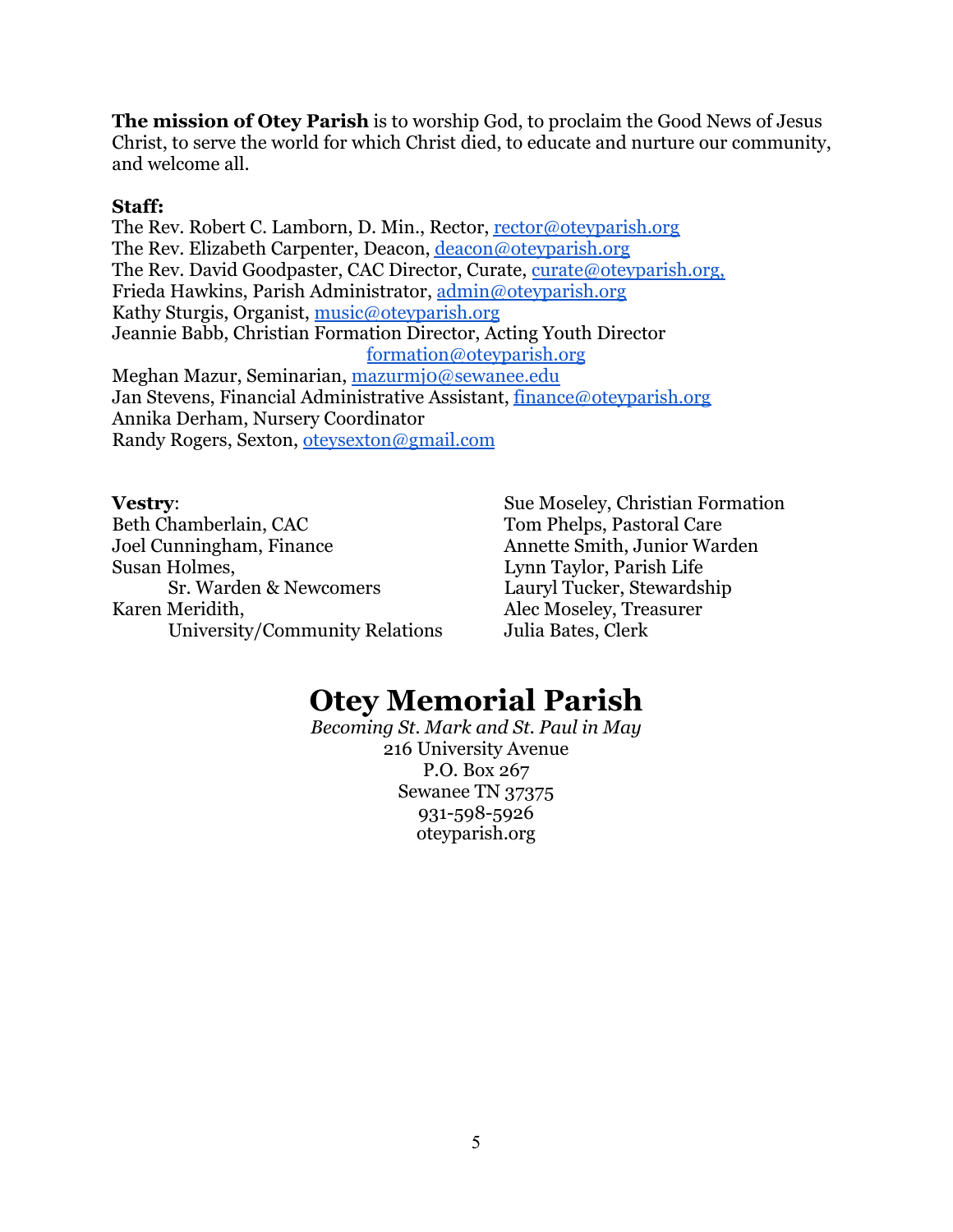**The mission of Otey Parish** is to worship God, to proclaim the Good News of Jesus Christ, to serve the world for which Christ died, to educate and nurture our community, and welcome all.

**Staff:**

The Rev. Robert C. Lamborn, D. Min., Rector, rector@oteyparish.org
The Rev. Elizabeth Carpenter, Deacon, deacon@oteyparish.org
The Rev. David Goodpaster, CAC Director, Curate, curate@oteyparish.org,
Frieda Hawkins, Parish Administrator, admin@oteyparish.org
Kathy Sturgis, Organist, music@oteyparish.org
Jeannie Babb, Christian Formation Director, Acting Youth Director
formation@oteyparish.org
Meghan Mazur, Seminarian, mazurmj0@sewanee.edu
Jan Stevens, Financial Administrative Assistant, finance@oteyparish.org
Annika Derham, Nursery Coordinator
Randy Rogers, Sexton, oteysexton@gmail.com

**Vestry**:

Beth Chamberlain, CAC
Joel Cunningham, Finance
Susan Holmes,
Sr. Warden & Newcomers
Karen Meridith,
University/Community Relations
Sue Moseley, Christian Formation
Tom Phelps, Pastoral Care
Annette Smith, Junior Warden
Lynn Taylor, Parish Life
Lauryl Tucker, Stewardship
Alec Moseley, Treasurer
Julia Bates, Clerk

# Otey Memorial Parish

*Becoming St. Mark and St. Paul in May*
216 University Avenue
P.O. Box 267
Sewanee TN 37375
931-598-5926
oteyparish.org